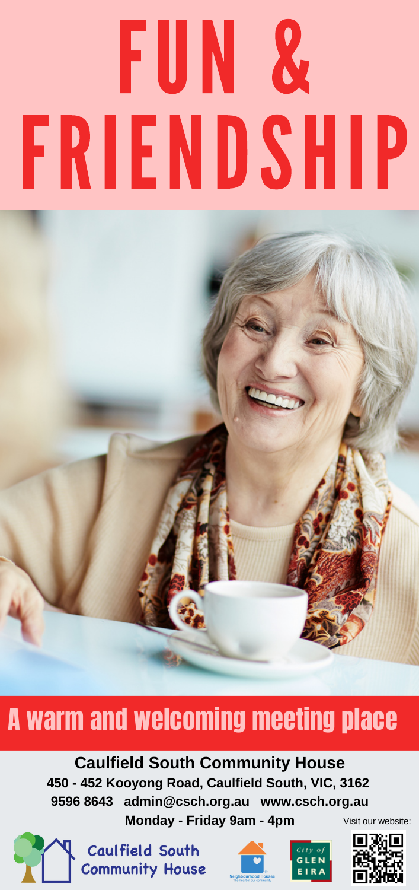# FUN & FRIENDSHIP

## A warm and welcoming meeting place

**Caulfield South Community House**

**450 - 452 Kooyong Road, Caulfield South, VIC, 3162**

**9596 8643 admin@csch.org.au www.csch.org.au**

**Monday - Friday 9am - 4pm**

Visit our website:

Caulfield South Community House

Neighbourhood Houses

City of GLEN EIRA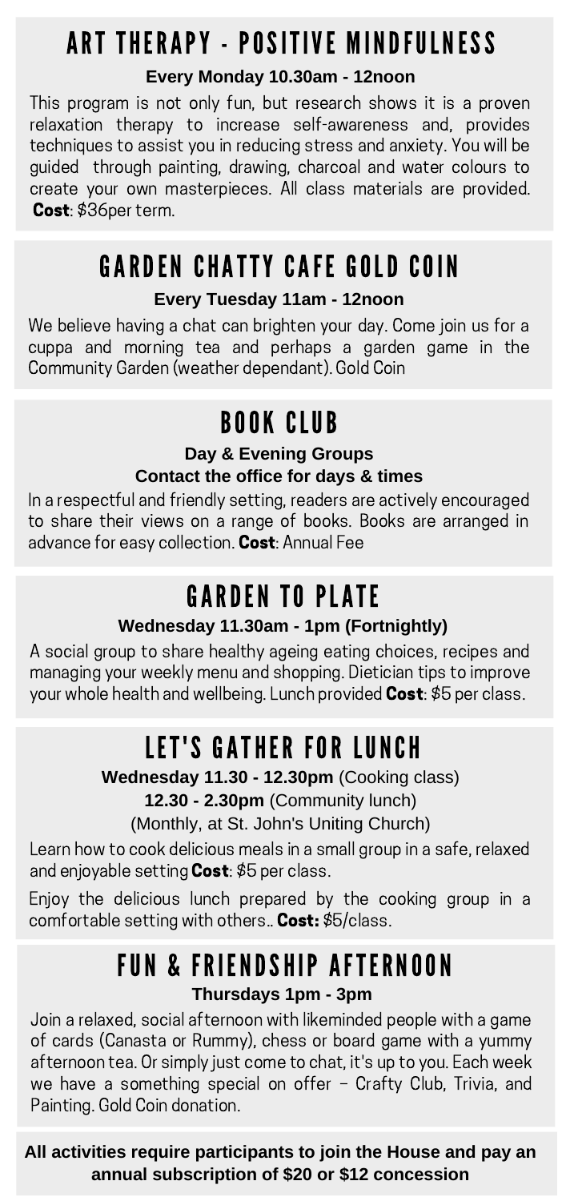## ART THERAPY - POSITIVE MINDFULNESS

**Every Monday 10.30am - 12noon**

This program is not only fun, but research shows it is a proven relaxation therapy to increase self-awareness and, provides techniques to assist you in reducing stress and anxiety. You will be guided through painting, drawing, charcoal and water colours to create your own masterpieces. All class materials are provided. **Cost**: $36per term.

## GARDEN CHATTY CAFE GOLD COIN

**Every Tuesday 11am - 12noon**

We believe having a chat can brighten your day. Come join us for a cuppa and morning tea and perhaps a garden game in the Community Garden (weather dependant). Gold Coin

## BOOK CLUB

**Day & Evening Groups**
**Contact the office for days & times**

In a respectful and friendly setting, readers are actively encouraged to share their views on a range of books. Books are arranged in advance for easy collection. **Cost**: Annual Fee

## GARDEN TO PLATE

**Wednesday 11.30am - 1pm (Fortnightly)**

A social group to share healthy ageing eating choices, recipes and managing your weekly menu and shopping. Dietician tips to improve your whole health and wellbeing. Lunch provided **Cost**: $5 per class.

## LET'S GATHER FOR LUNCH

**Wednesday 11.30 - 12.30pm** (Cooking class)
**12.30 - 2.30pm** (Community lunch)
(Monthly, at St. John's Uniting Church)

Learn how to cook delicious meals in a small group in a safe, relaxed and enjoyable setting **Cost**: $5 per class.

Enjoy the delicious lunch prepared by the cooking group in a comfortable setting with others.. **Cost:** $5/class.

## FUN & FRIENDSHIP AFTERNOON

**Thursdays 1pm - 3pm**

Join a relaxed, social afternoon with likeminded people with a game of cards (Canasta or Rummy), chess or board game with a yummy afternoon tea. Or simply just come to chat, it's up to you. Each week we have a something special on offer – Crafty Club, Trivia, and Painting. Gold Coin donation.

**All activities require participants to join the House and pay an annual subscription of $20 or $12 concession**